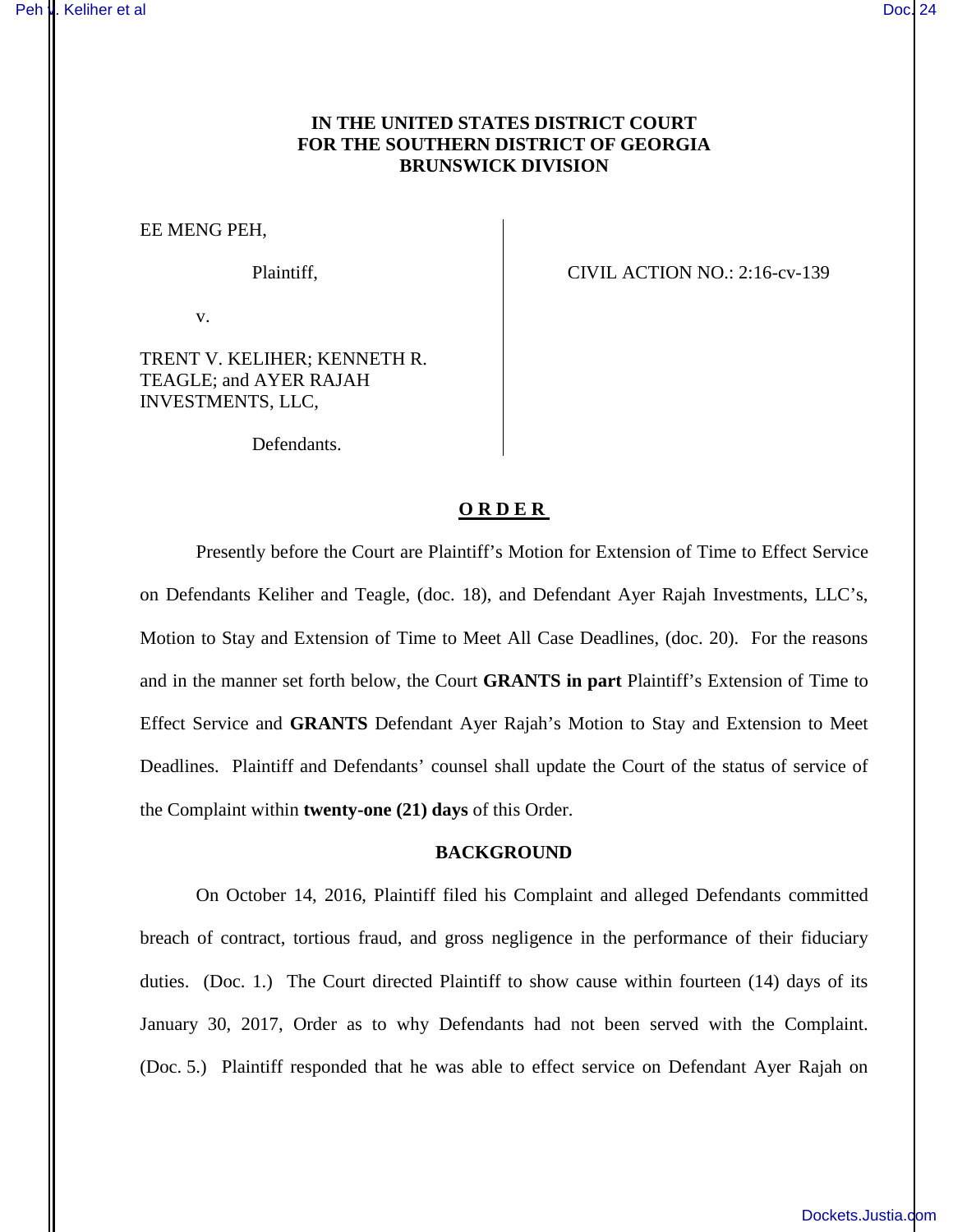**IN THE UNITED STATES DISTRICT COURT**
**FOR THE SOUTHERN DISTRICT OF GEORGIA**
**BRUNSWICK DIVISION**

EE MENG PEH,

Plaintiff,

v.

TRENT V. KELIHER; KENNETH R. TEAGLE; and AYER RAJAH INVESTMENTS, LLC,

Defendants.

CIVIL ACTION NO.: 2:16-cv-139

**O R D E R**

Presently before the Court are Plaintiff's Motion for Extension of Time to Effect Service on Defendants Keliher and Teagle, (doc. 18), and Defendant Ayer Rajah Investments, LLC's, Motion to Stay and Extension of Time to Meet All Case Deadlines, (doc. 20). For the reasons and in the manner set forth below, the Court **GRANTS in part** Plaintiff's Extension of Time to Effect Service and **GRANTS** Defendant Ayer Rajah's Motion to Stay and Extension to Meet Deadlines. Plaintiff and Defendants' counsel shall update the Court of the status of service of the Complaint within **twenty-one (21) days** of this Order.

**BACKGROUND**

On October 14, 2016, Plaintiff filed his Complaint and alleged Defendants committed breach of contract, tortious fraud, and gross negligence in the performance of their fiduciary duties. (Doc. 1.) The Court directed Plaintiff to show cause within fourteen (14) days of its January 30, 2017, Order as to why Defendants had not been served with the Complaint. (Doc. 5.) Plaintiff responded that he was able to effect service on Defendant Ayer Rajah on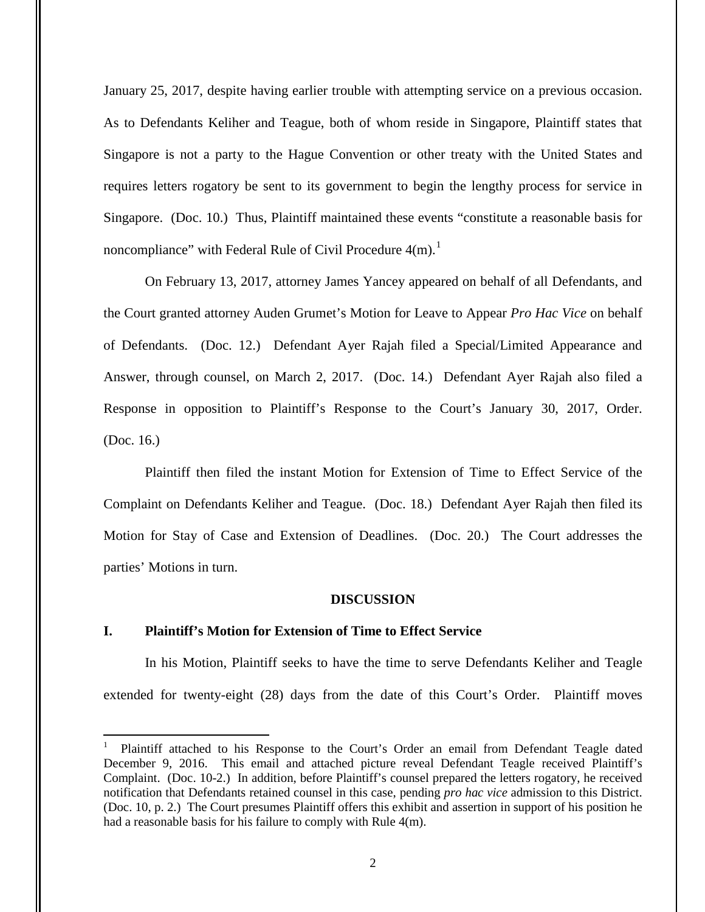January 25, 2017, despite having earlier trouble with attempting service on a previous occasion. As to Defendants Keliher and Teague, both of whom reside in Singapore, Plaintiff states that Singapore is not a party to the Hague Convention or other treaty with the United States and requires letters rogatory be sent to its government to begin the lengthy process for service in Singapore. (Doc. 10.) Thus, Plaintiff maintained these events "constitute a reasonable basis for noncompliance" with Federal Rule of Civil Procedure 4(m).[1]

On February 13, 2017, attorney James Yancey appeared on behalf of all Defendants, and the Court granted attorney Auden Grumet's Motion for Leave to Appear *Pro Hac Vice* on behalf of Defendants. (Doc. 12.) Defendant Ayer Rajah filed a Special/Limited Appearance and Answer, through counsel, on March 2, 2017. (Doc. 14.) Defendant Ayer Rajah also filed a Response in opposition to Plaintiff's Response to the Court's January 30, 2017, Order. (Doc. 16.)

Plaintiff then filed the instant Motion for Extension of Time to Effect Service of the Complaint on Defendants Keliher and Teague. (Doc. 18.) Defendant Ayer Rajah then filed its Motion for Stay of Case and Extension of Deadlines. (Doc. 20.) The Court addresses the parties' Motions in turn.

## DISCUSSION

### I. Plaintiff's Motion for Extension of Time to Effect Service

In his Motion, Plaintiff seeks to have the time to serve Defendants Keliher and Teagle extended for twenty-eight (28) days from the date of this Court's Order. Plaintiff moves

---

[1] Plaintiff attached to his Response to the Court's Order an email from Defendant Teagle dated December 9, 2016. This email and attached picture reveal Defendant Teagle received Plaintiff's Complaint. (Doc. 10-2.) In addition, before Plaintiff's counsel prepared the letters rogatory, he received notification that Defendants retained counsel in this case, pending *pro hac vice* admission to this District. (Doc. 10, p. 2.) The Court presumes Plaintiff offers this exhibit and assertion in support of his position he had a reasonable basis for his failure to comply with Rule 4(m).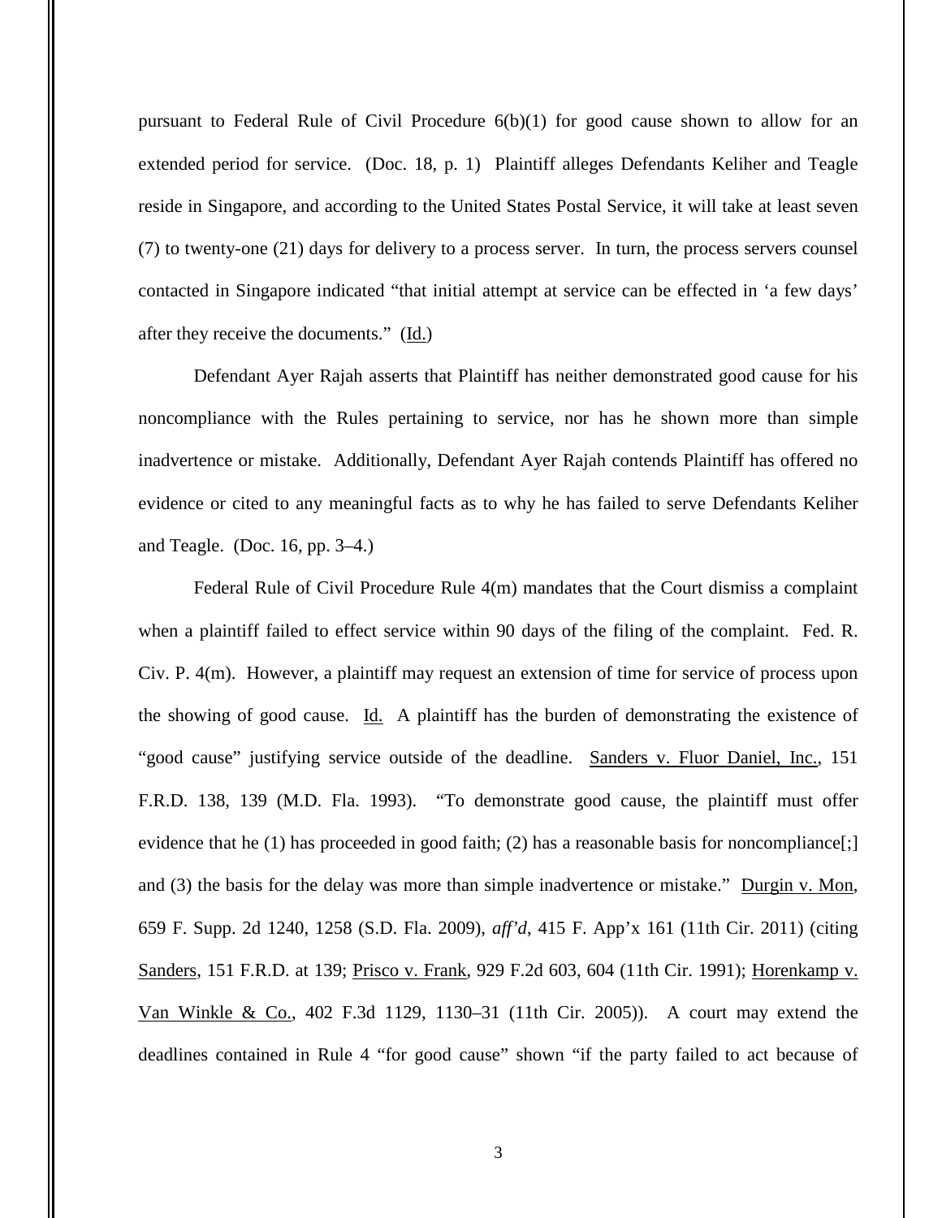pursuant to Federal Rule of Civil Procedure 6(b)(1) for good cause shown to allow for an extended period for service. (Doc. 18, p. 1) Plaintiff alleges Defendants Keliher and Teagle reside in Singapore, and according to the United States Postal Service, it will take at least seven (7) to twenty-one (21) days for delivery to a process server. In turn, the process servers counsel contacted in Singapore indicated "that initial attempt at service can be effected in 'a few days' after they receive the documents." (Id.)

Defendant Ayer Rajah asserts that Plaintiff has neither demonstrated good cause for his noncompliance with the Rules pertaining to service, nor has he shown more than simple inadvertence or mistake. Additionally, Defendant Ayer Rajah contends Plaintiff has offered no evidence or cited to any meaningful facts as to why he has failed to serve Defendants Keliher and Teagle. (Doc. 16, pp. 3–4.)

Federal Rule of Civil Procedure Rule 4(m) mandates that the Court dismiss a complaint when a plaintiff failed to effect service within 90 days of the filing of the complaint. Fed. R. Civ. P. 4(m). However, a plaintiff may request an extension of time for service of process upon the showing of good cause. Id. A plaintiff has the burden of demonstrating the existence of "good cause" justifying service outside of the deadline. Sanders v. Fluor Daniel, Inc., 151 F.R.D. 138, 139 (M.D. Fla. 1993). "To demonstrate good cause, the plaintiff must offer evidence that he (1) has proceeded in good faith; (2) has a reasonable basis for noncompliance[;] and (3) the basis for the delay was more than simple inadvertence or mistake." Durgin v. Mon, 659 F. Supp. 2d 1240, 1258 (S.D. Fla. 2009), *aff'd*, 415 F. App'x 161 (11th Cir. 2011) (citing Sanders, 151 F.R.D. at 139; Prisco v. Frank, 929 F.2d 603, 604 (11th Cir. 1991); Horenkamp v. Van Winkle & Co., 402 F.3d 1129, 1130–31 (11th Cir. 2005)). A court may extend the deadlines contained in Rule 4 "for good cause" shown "if the party failed to act because of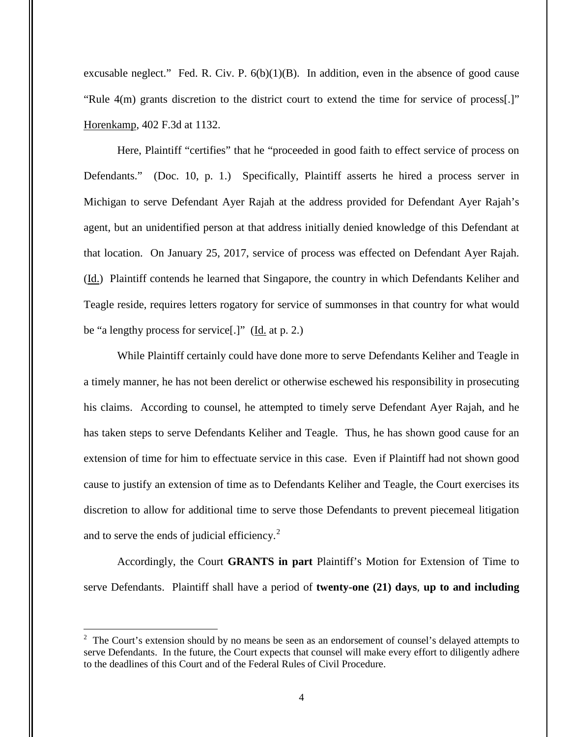excusable neglect." Fed. R. Civ. P. 6(b)(1)(B). In addition, even in the absence of good cause "Rule 4(m) grants discretion to the district court to extend the time for service of process[.]" Horenkamp, 402 F.3d at 1132.

Here, Plaintiff "certifies" that he "proceeded in good faith to effect service of process on Defendants." (Doc. 10, p. 1.) Specifically, Plaintiff asserts he hired a process server in Michigan to serve Defendant Ayer Rajah at the address provided for Defendant Ayer Rajah's agent, but an unidentified person at that address initially denied knowledge of this Defendant at that location. On January 25, 2017, service of process was effected on Defendant Ayer Rajah. (Id.) Plaintiff contends he learned that Singapore, the country in which Defendants Keliher and Teagle reside, requires letters rogatory for service of summonses in that country for what would be "a lengthy process for service[.]" (Id. at p. 2.)

While Plaintiff certainly could have done more to serve Defendants Keliher and Teagle in a timely manner, he has not been derelict or otherwise eschewed his responsibility in prosecuting his claims. According to counsel, he attempted to timely serve Defendant Ayer Rajah, and he has taken steps to serve Defendants Keliher and Teagle. Thus, he has shown good cause for an extension of time for him to effectuate service in this case. Even if Plaintiff had not shown good cause to justify an extension of time as to Defendants Keliher and Teagle, the Court exercises its discretion to allow for additional time to serve those Defendants to prevent piecemeal litigation and to serve the ends of judicial efficiency.[2]

Accordingly, the Court **GRANTS in part** Plaintiff's Motion for Extension of Time to serve Defendants. Plaintiff shall have a period of **twenty-one (21) days**, **up to and including**

---

[2] The Court's extension should by no means be seen as an endorsement of counsel's delayed attempts to serve Defendants. In the future, the Court expects that counsel will make every effort to diligently adhere to the deadlines of this Court and of the Federal Rules of Civil Procedure.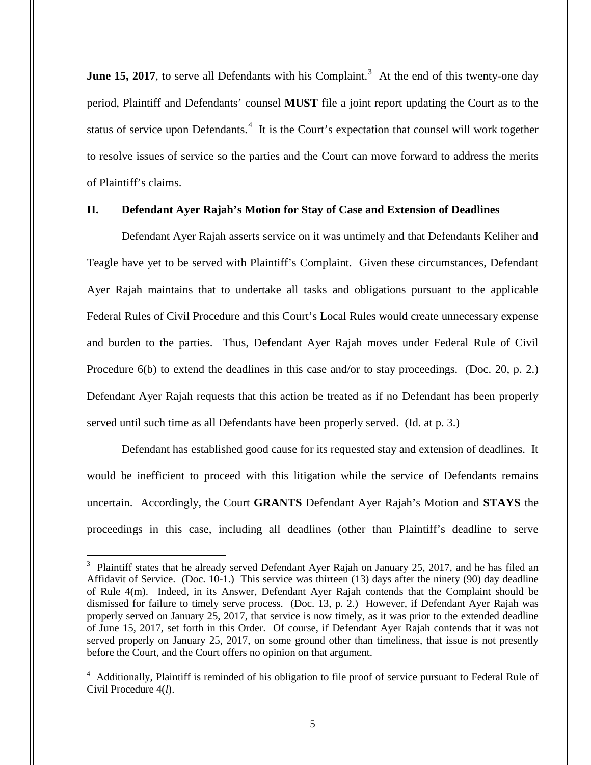**June 15, 2017**, to serve all Defendants with his Complaint.[3] At the end of this twenty-one day period, Plaintiff and Defendants' counsel **MUST** file a joint report updating the Court as to the status of service upon Defendants.[4] It is the Court's expectation that counsel will work together to resolve issues of service so the parties and the Court can move forward to address the merits of Plaintiff's claims.

## II. Defendant Ayer Rajah's Motion for Stay of Case and Extension of Deadlines

Defendant Ayer Rajah asserts service on it was untimely and that Defendants Keliher and Teagle have yet to be served with Plaintiff's Complaint. Given these circumstances, Defendant Ayer Rajah maintains that to undertake all tasks and obligations pursuant to the applicable Federal Rules of Civil Procedure and this Court's Local Rules would create unnecessary expense and burden to the parties. Thus, Defendant Ayer Rajah moves under Federal Rule of Civil Procedure 6(b) to extend the deadlines in this case and/or to stay proceedings. (Doc. 20, p. 2.) Defendant Ayer Rajah requests that this action be treated as if no Defendant has been properly served until such time as all Defendants have been properly served. (Id. at p. 3.)

Defendant has established good cause for its requested stay and extension of deadlines. It would be inefficient to proceed with this litigation while the service of Defendants remains uncertain. Accordingly, the Court **GRANTS** Defendant Ayer Rajah's Motion and **STAYS** the proceedings in this case, including all deadlines (other than Plaintiff's deadline to serve

---

[3] Plaintiff states that he already served Defendant Ayer Rajah on January 25, 2017, and he has filed an Affidavit of Service. (Doc. 10-1.) This service was thirteen (13) days after the ninety (90) day deadline of Rule 4(m). Indeed, in its Answer, Defendant Ayer Rajah contends that the Complaint should be dismissed for failure to timely serve process. (Doc. 13, p. 2.) However, if Defendant Ayer Rajah was properly served on January 25, 2017, that service is now timely, as it was prior to the extended deadline of June 15, 2017, set forth in this Order. Of course, if Defendant Ayer Rajah contends that it was not served properly on January 25, 2017, on some ground other than timeliness, that issue is not presently before the Court, and the Court offers no opinion on that argument.

[4] Additionally, Plaintiff is reminded of his obligation to file proof of service pursuant to Federal Rule of Civil Procedure 4(*l*).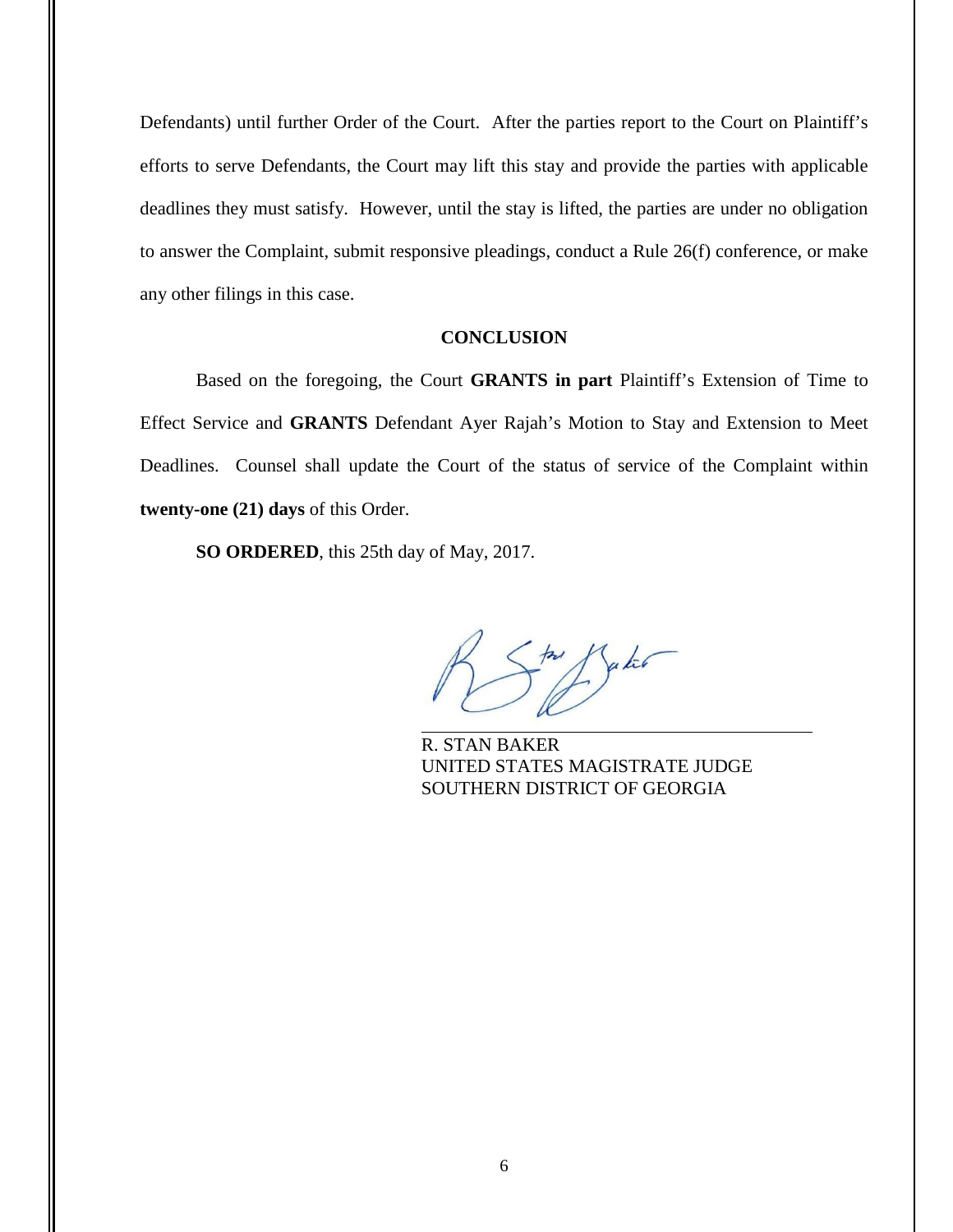Defendants) until further Order of the Court. After the parties report to the Court on Plaintiff's efforts to serve Defendants, the Court may lift this stay and provide the parties with applicable deadlines they must satisfy. However, until the stay is lifted, the parties are under no obligation to answer the Complaint, submit responsive pleadings, conduct a Rule 26(f) conference, or make any other filings in this case.

## CONCLUSION

Based on the foregoing, the Court **GRANTS in part** Plaintiff's Extension of Time to Effect Service and **GRANTS** Defendant Ayer Rajah's Motion to Stay and Extension to Meet Deadlines. Counsel shall update the Court of the status of service of the Complaint within **twenty-one (21) days** of this Order.

**SO ORDERED**, this 25th day of May, 2017.

R. STAN BAKER
UNITED STATES MAGISTRATE JUDGE
SOUTHERN DISTRICT OF GEORGIA